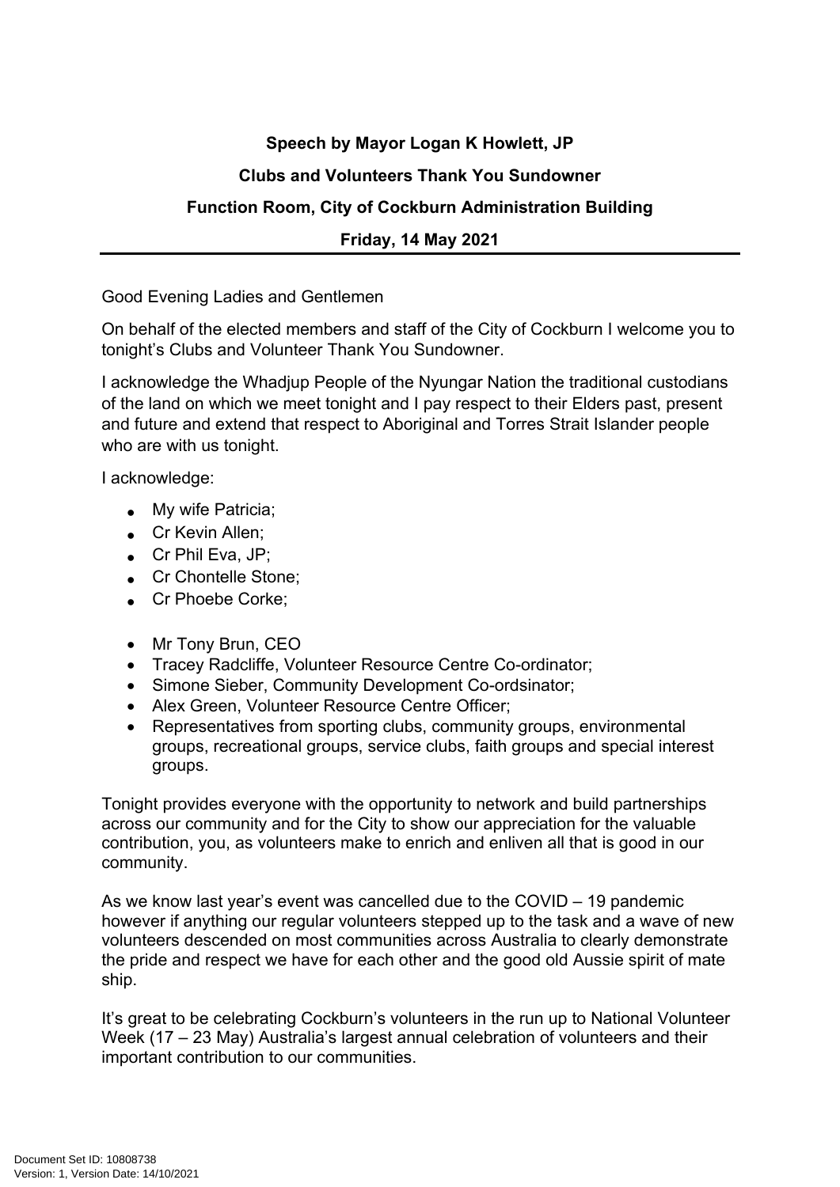**Speech by Mayor Logan K Howlett, JP**

**Clubs and Volunteers Thank You Sundowner**

**Function Room, City of Cockburn Administration Building**

**Friday, 14 May 2021**

---

Good Evening Ladies and Gentlemen

On behalf of the elected members and staff of the City of Cockburn I welcome you to tonight's Clubs and Volunteer Thank You Sundowner.

I acknowledge the Whadjup People of the Nyungar Nation the traditional custodians of the land on which we meet tonight and I pay respect to their Elders past, present and future and extend that respect to Aboriginal and Torres Strait Islander people who are with us tonight.

I acknowledge:

- My wife Patricia;
- Cr Kevin Allen;
- Cr Phil Eva, JP;
- Cr Chontelle Stone;
- Cr Phoebe Corke;

- Mr Tony Brun, CEO
- Tracey Radcliffe, Volunteer Resource Centre Co-ordinator;
- Simone Sieber, Community Development Co-ordsinator;
- Alex Green, Volunteer Resource Centre Officer;
- Representatives from sporting clubs, community groups, environmental groups, recreational groups, service clubs, faith groups and special interest groups.

Tonight provides everyone with the opportunity to network and build partnerships across our community and for the City to show our appreciation for the valuable contribution, you, as volunteers make to enrich and enliven all that is good in our community.

As we know last year's event was cancelled due to the COVID – 19 pandemic however if anything our regular volunteers stepped up to the task and a wave of new volunteers descended on most communities across Australia to clearly demonstrate the pride and respect we have for each other and the good old Aussie spirit of mate ship.

It's great to be celebrating Cockburn's volunteers in the run up to National Volunteer Week (17 – 23 May) Australia's largest annual celebration of volunteers and their important contribution to our communities.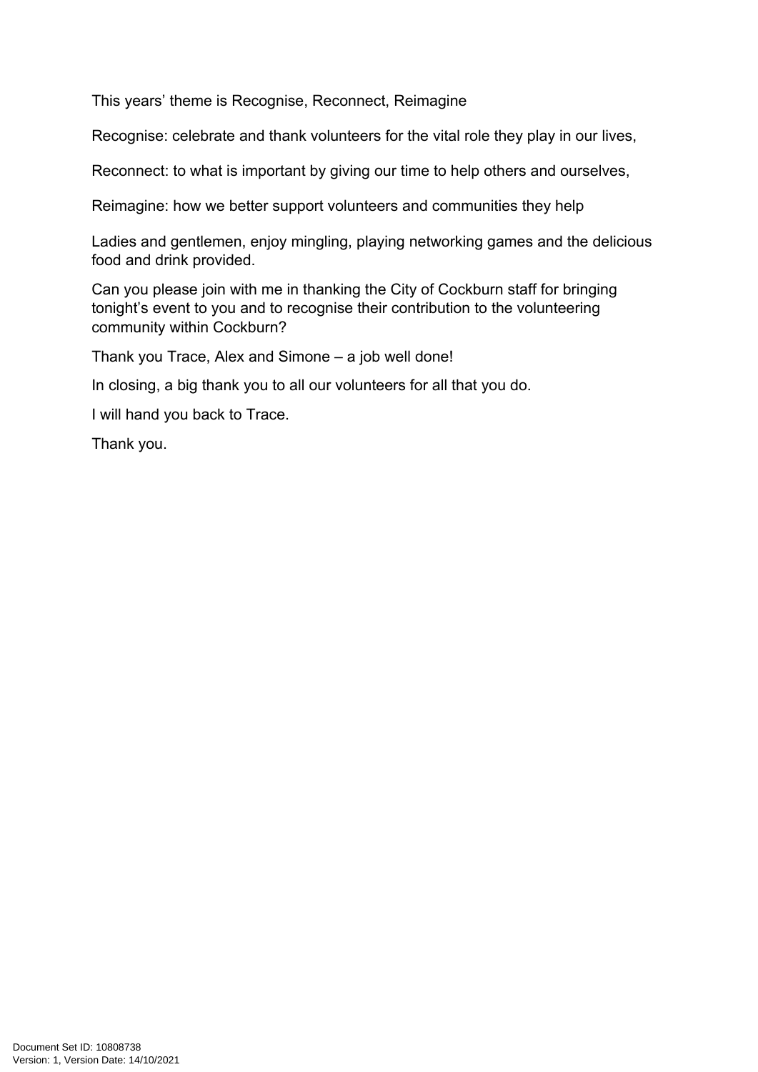This years' theme is Recognise, Reconnect, Reimagine

Recognise: celebrate and thank volunteers for the vital role they play in our lives,

Reconnect: to what is important by giving our time to help others and ourselves,

Reimagine: how we better support volunteers and communities they help

Ladies and gentlemen, enjoy mingling, playing networking games and the delicious food and drink provided.

Can you please join with me in thanking the City of Cockburn staff for bringing tonight's event to you and to recognise their contribution to the volunteering community within Cockburn?

Thank you Trace, Alex and Simone – a job well done!

In closing, a big thank you to all our volunteers for all that you do.

I will hand you back to Trace.

Thank you.

Document Set ID: 10808738
Version: 1, Version Date: 14/10/2021